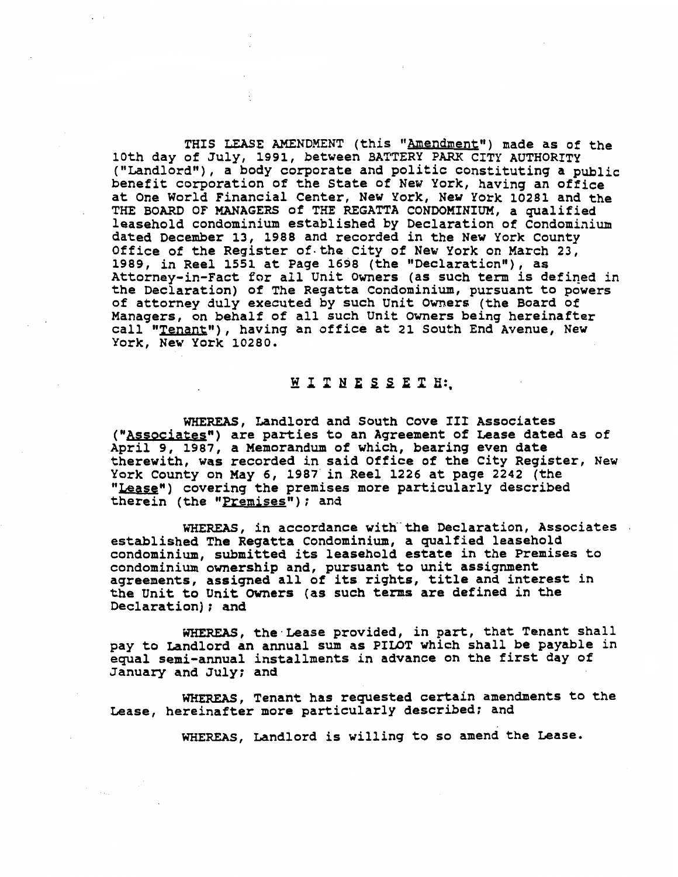THIS LEASE AMENDMENT (this "Amendment") made as of the 10th day of July, 1991, between BATTERY PARK CITY AUTHORITY ("Landlord"), a body corporate and politic constituting a public benefit corporation of the State of New York, having an office at One World Financial Center, New York, New York 10281 and the THE BOARD OF MANAGERS of THE REGATTA CONDOMINIUM, a qualified leasehold condominium established by Declaration of Condominium dated December 13, 1988 and recorded in the New York County Office of the Register of the City of New York on March 23, 1989, in Reel 1551 at Page 1698 (the "Declaration"), as Attorney-in-Fact for all Unit Owners (as such term is defined in the Declaration) of The Regatta Condominium, pursuant to powers of attorney duly executed by such Unit Owners (the Board of Managers, on behalf of all such Unit Owners being hereinafter call "Tenant"), having an office at 21 South End Avenue, New York, New York 10280.

W I T N E S S E T H:

WHEREAS, Landlord and South Cove III Associates ("Associates") are parties to an Agreement of Lease dated as of April 9, 1987, a Memorandum of which, bearing even date therewith, was recorded in said Office of the City Register, New York County on May 6, 1987 in Reel 1226 at page 2242 (the "Lease") covering the premises more particularly described therein (the "Premises"); and

WHEREAS, in accordance with the Declaration, Associates established The Regatta Condominium, a qualfied leasehold condominium, submitted its leasehold estate in the Premises to condominium ownership and, pursuant to unit assignment agreements, assigned all of its rights, title and interest in the Unit to Unit Owners (as such terms are defined in the Declaration); and

WHEREAS, the Lease provided, in part, that Tenant shall pay to Landlord an annual sum as PILOT which shall be payable in equal semi-annual installments in advance on the first day of January and July; and

WHEREAS, Tenant has requested certain amendments to the Lease, hereinafter more particularly described; and

WHEREAS, Landlord is willing to so amend the Lease.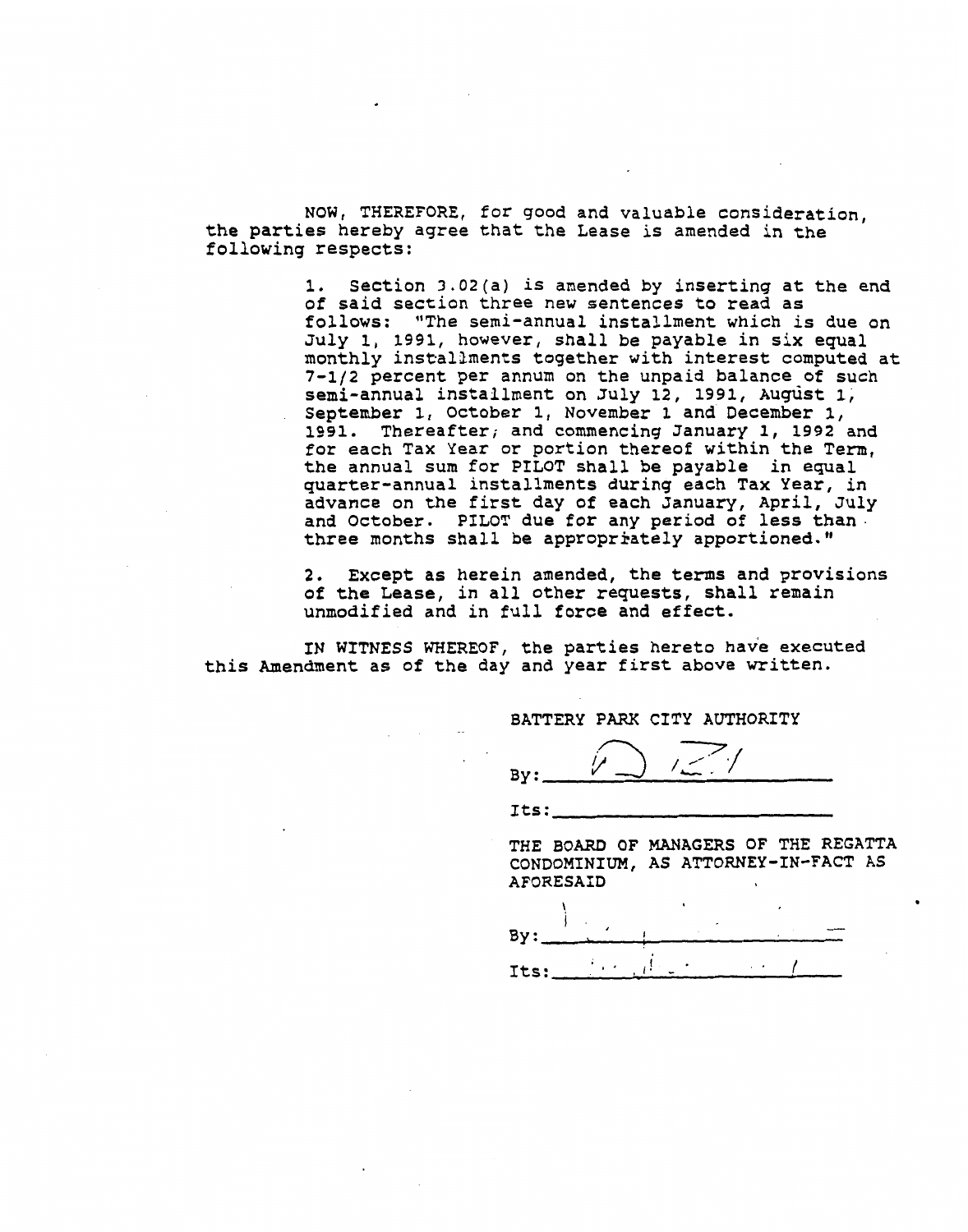NOW, THEREFORE, for good and valuable consideration, the parties hereby agree that the Lease is amended in the following respects:

1. Section 3.02(a) is amended by inserting at the end of said section three new sentences to read as follows: "The semi-annual installment which is due on July 1, 1991, however, shall be payable in six equal monthly installments together with interest computed at 7-1/2 percent per annum on the unpaid balance of such semi-annual installment on July 12, 1991, August 1, September 1, October 1, November 1 and December 1, 1991. Thereafter, and commencing January 1, 1992 and for each Tax Year or portion thereof within the Term, the annual sum for PILOT shall be payable in equal quarter-annual installments during each Tax Year, in advance on the first day of each January, April, July and October. PILOT due for any period of less than three months shall be appropriately apportioned."

2. Except as herein amended, the terms and provisions of the Lease, in all other requests, shall remain unmodified and in full force and effect.

IN WITNESS WHEREOF, the parties hereto have executed this Amendment as of the day and year first above written.

BATTERY PARK CITY AUTHORITY

By: ______________________

Its: ______________________

THE BOARD OF MANAGERS OF THE REGATTA CONDOMINIUM, AS ATTORNEY-IN-FACT AS AFORESAID

By: ______________________

Its: ______________________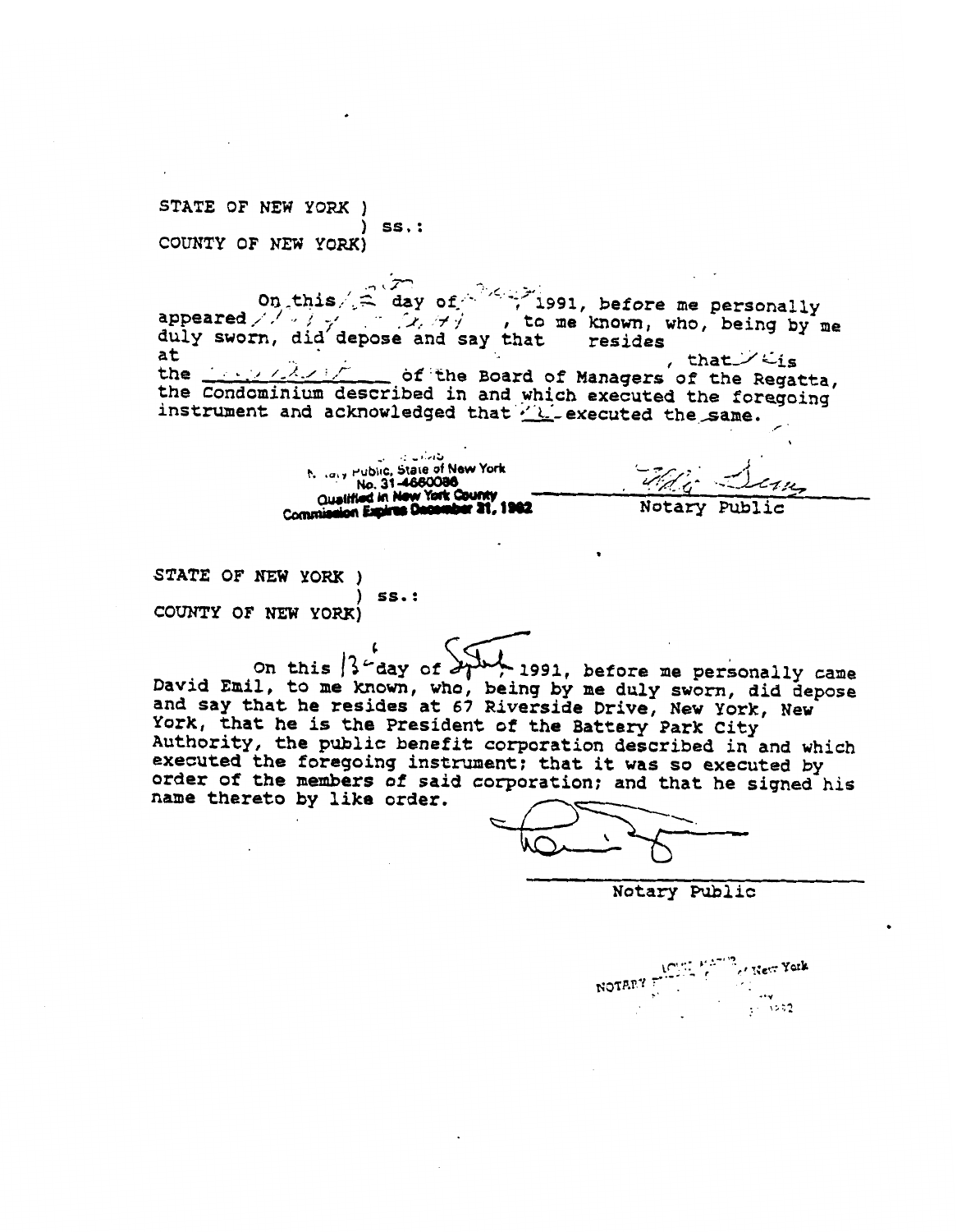STATE OF NEW YORK )
) ss.:
COUNTY OF NEW YORK)

On this 13 day of Sept, 1991, before me personally appeared ______, to me known, who, being by me duly sworn, did depose and say that resides at ______, that he is the ______ of the Board of Managers of the Regatta, the Condominium described in and which executed the foregoing instrument and acknowledged that he executed the same.

Notary Public, State of New York
No. 31-4660086
Qualified in New York County
Commission Expires December 31, 1992

Notary Public

STATE OF NEW YORK )
) ss.:
COUNTY OF NEW YORK)

On this 13th day of Sept, 1991, before me personally came David Emil, to me known, who, being by me duly sworn, did depose and say that he resides at 67 Riverside Drive, New York, New York, that he is the President of the Battery Park City Authority, the public benefit corporation described in and which executed the foregoing instrument; that it was so executed by order of the members of said corporation; and that he signed his name thereto by like order.

Notary Public

NOTARY ... New York